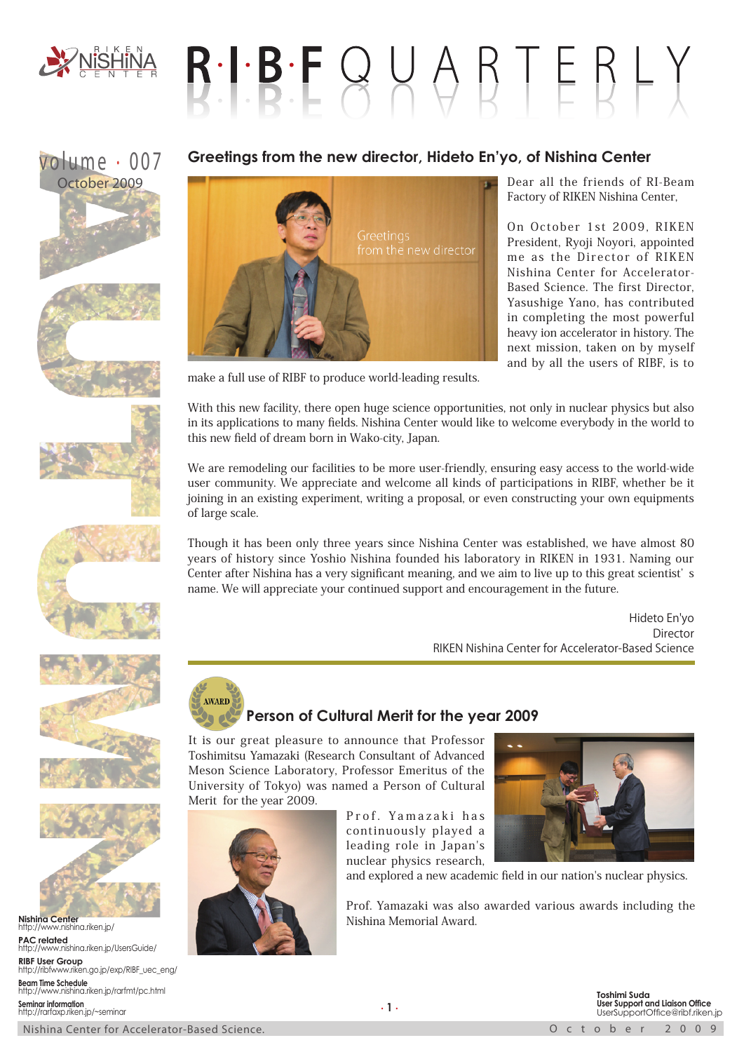# RIBF QUARTERLY

volume · 007
October 2009

## Greetings from the new director, Hideto En'yo, of Nishina Center

Dear all the friends of RI-Beam Factory of RIKEN Nishina Center,

On October 1st 2009, RIKEN President, Ryoji Noyori, appointed me as the Director of RIKEN Nishina Center for Accelerator-Based Science. The first Director, Yasushige Yano, has contributed in completing the most powerful heavy ion accelerator in history. The next mission, taken on by myself and by all the users of RIBF, is to make a full use of RIBF to produce world-leading results.

With this new facility, there open huge science opportunities, not only in nuclear physics but also in its applications to many fields. Nishina Center would like to welcome everybody in the world to this new field of dream born in Wako-city, Japan.

We are remodeling our facilities to be more user-friendly, ensuring easy access to the world-wide user community. We appreciate and welcome all kinds of participations in RIBF, whether be it joining in an existing experiment, writing a proposal, or even constructing your own equipments of large scale.

Though it has been only three years since Nishina Center was established, we have almost 80 years of history since Yoshio Nishina founded his laboratory in RIKEN in 1931. Naming our Center after Nishina has a very significant meaning, and we aim to live up to this great scientist's name. We will appreciate your continued support and encouragement in the future.

Hideto En'yo
Director
RIKEN Nishina Center for Accelerator-Based Science

## Person of Cultural Merit for the year 2009

It is our great pleasure to announce that Professor Toshimitsu Yamazaki (Research Consultant of Advanced Meson Science Laboratory, Professor Emeritus of the University of Tokyo) was named a Person of Cultural Merit for the year 2009.

Prof. Yamazaki has continuously played a leading role in Japan's nuclear physics research, and explored a new academic field in our nation's nuclear physics.

Prof. Yamazaki was also awarded various awards including the Nishina Memorial Award.

**Nishina Center**
http://www.nishina.riken.jp/

**PAC related**
http://www.nishina.riken.jp/UsersGuide/

**RIBF User Group**
http://ribfwww.riken.go.jp/exp/RIBF_uec_eng/

**Beam Time Schedule**
http://www.nishina.riken.jp/rarfmt/pc.html

**Seminar information**
http://rarfaxp.riken.jp/~seminar

**Toshimi Suda**
**User Support and Liaison Office**
UserSupportOffice@ribf.riken.jp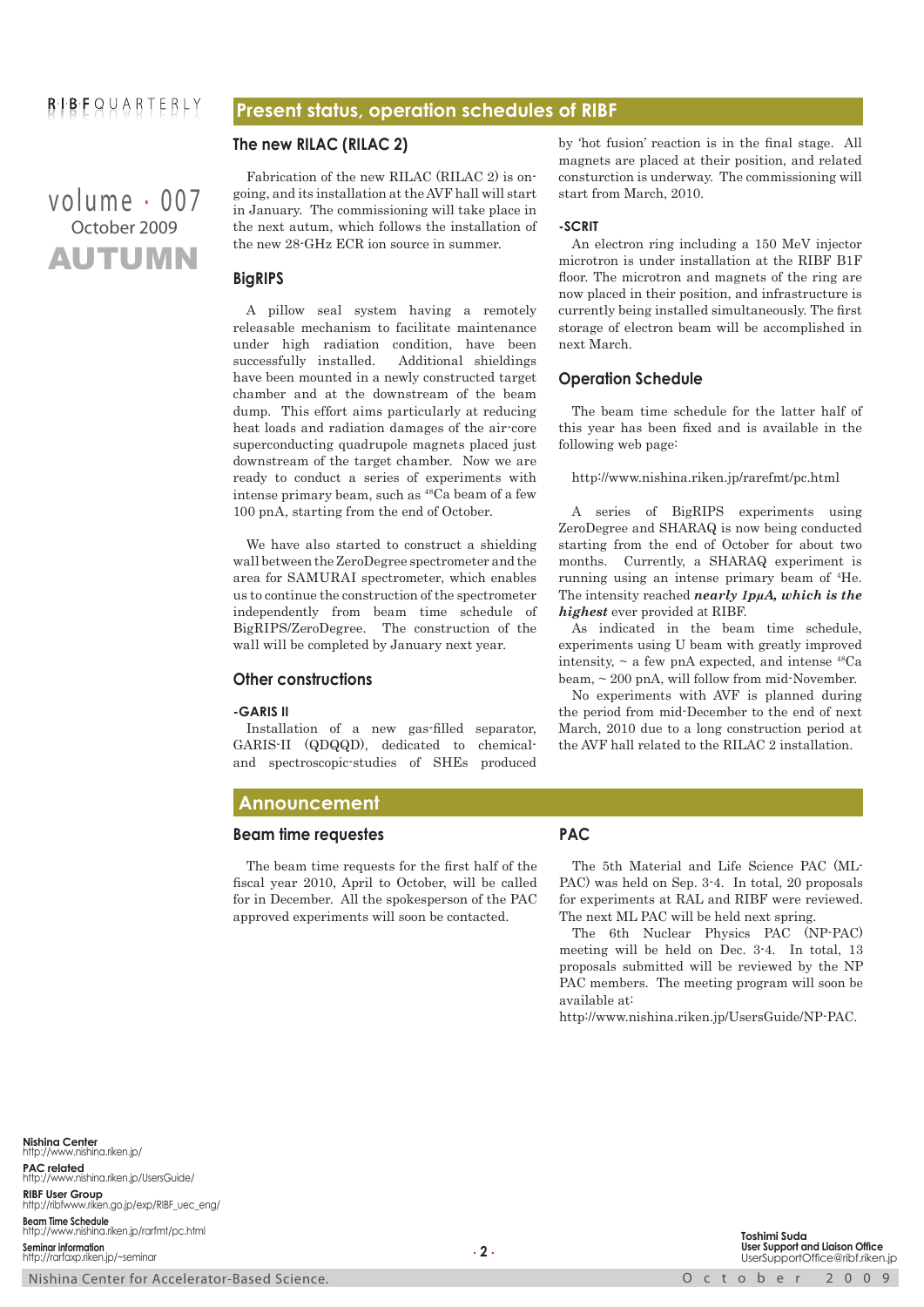## Present status, operation schedules of RIBF

### The new RILAC (RILAC 2)

Fabrication of the new RILAC (RILAC 2) is on-going, and its installation at the AVF hall will start in January. The commissioning will take place in the next autum, which follows the installation of the new 28-GHz ECR ion source in summer.

### BigRIPS

A pillow seal system having a remotely releasable mechanism to facilitate maintenance under high radiation condition, have been successfully installed. Additional shieldings have been mounted in a newly constructed target chamber and at the downstream of the beam dump. This effort aims particularly at reducing heat loads and radiation damages of the air-core superconducting quadrupole magnets placed just downstream of the target chamber. Now we are ready to conduct a series of experiments with intense primary beam, such as $^{48}$Ca beam of a few 100 pnA, starting from the end of October.

We have also started to construct a shielding wall between the ZeroDegree spectrometer and the area for SAMURAI spectrometer, which enables us to continue the construction of the spectrometer independently from beam time schedule of BigRIPS/ZeroDegree. The construction of the wall will be completed by January next year.

### Other constructions

**-GARIS II**

Installation of a new gas-filled separator, GARIS-II (QDQQD), dedicated to chemical- and spectroscopic-studies of SHEs produced by 'hot fusion' reaction is in the final stage. All magnets are placed at their position, and related consturction is underway. The commissioning will start from March, 2010.

**-SCRIT**

An electron ring including a 150 MeV injector microtron is under installation at the RIBF B1F floor. The microtron and magnets of the ring are now placed in their position, and infrastructure is currently being installed simultaneously. The first storage of electron beam will be accomplished in next March.

### Operation Schedule

The beam time schedule for the latter half of this year has been fixed and is available in the following web page:

http://www.nishina.riken.jp/rarefmt/pc.html

A series of BigRIPS experiments using ZeroDegree and SHARAQ is now being conducted starting from the end of October for about two months. Currently, a SHARAQ experiment is running using an intense primary beam of $^{4}$He. The intensity reached ***nearly 1pμA, which is the highest*** ever provided at RIBF.

As indicated in the beam time schedule, experiments using U beam with greatly improved intensity, ~ a few pnA expected, and intense $^{48}$Ca beam, ~ 200 pnA, will follow from mid-November.

No experiments with AVF is planned during the period from mid-December to the end of next March, 2010 due to a long construction period at the AVF hall related to the RILAC 2 installation.

## Announcement

### Beam time requestes

The beam time requests for the first half of the fiscal year 2010, April to October, will be called for in December. All the spokesperson of the PAC approved experiments will soon be contacted.

### PAC

The 5th Material and Life Science PAC (ML-PAC) was held on Sep. 3-4. In total, 20 proposals for experiments at RAL and RIBF were reviewed. The next ML PAC will be held next spring.

The 6th Nuclear Physics PAC (NP-PAC) meeting will be held on Dec. 3-4. In total, 13 proposals submitted will be reviewed by the NP PAC members. The meeting program will soon be available at:

http://www.nishina.riken.jp/UsersGuide/NP-PAC.

**Nishina Center**
http://www.nishina.riken.jp/

**PAC related**
http://www.nishina.riken.jp/UsersGuide/

**RIBF User Group**
http://ribfwww.riken.go.jp/exp/RIBF_uec_eng/

**Beam Time Schedule**
http://www.nishina.riken.jp/rarfmt/pc.html

**Seminar information**
http://rarfaxp.riken.jp/~seminar

**Toshimi Suda**
**User Support and Liaison Office**
UserSupportOffice@ribf.riken.jp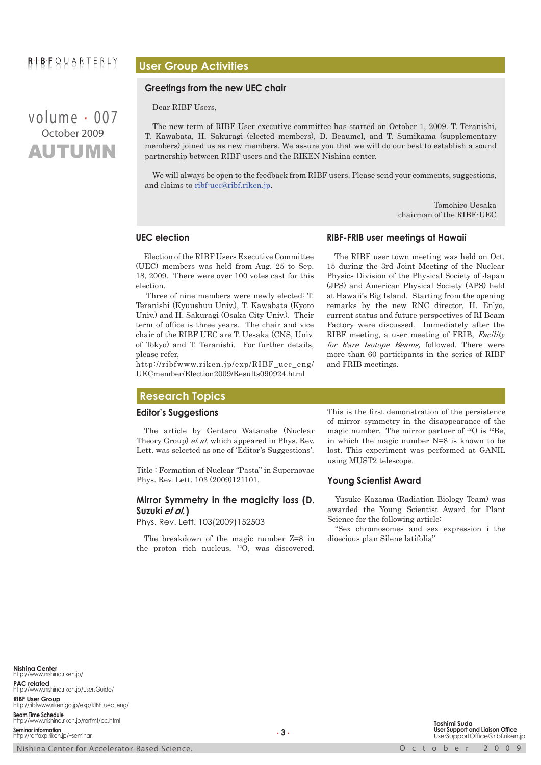# User Group Activities

## Greetings from the new UEC chair

Dear RIBF Users,

The new term of RIBF User executive committee has started on October 1, 2009. T. Teranishi, T. Kawabata, H. Sakuragi (elected members), D. Beaumel, and T. Sumikama (supplementary members) joined us as new members. We assure you that we will do our best to establish a sound partnership between RIBF users and the RIKEN Nishina center.

We will always be open to the feedback from RIBF users. Please send your comments, suggestions, and claims to ribf-uec@ribf.riken.jp.

Tomohiro Uesaka
chairman of the RIBF-UEC

## UEC election

Election of the RIBF Users Executive Committee (UEC) members was held from Aug. 25 to Sep. 18, 2009. There were over 100 votes cast for this election.

Three of nine members were newly elected: T. Teranishi (Kyuushuu Univ.), T. Kawabata (Kyoto Univ.) and H. Sakuragi (Osaka City Univ.). Their term of office is three years. The chair and vice chair of the RIBF UEC are T. Uesaka (CNS, Univ. of Tokyo) and T. Teranishi. For further details, please refer,
http://ribfwww.riken.jp/exp/RIBF_uec_eng/UECmember/Election2009/Results090924.html

## RIBF-FRIB user meetings at Hawaii

The RIBF user town meeting was held on Oct. 15 during the 3rd Joint Meeting of the Nuclear Physics Division of the Physical Society of Japan (JPS) and American Physical Society (APS) held at Hawaii's Big Island. Starting from the opening remarks by the new RNC director, H. En'yo, current status and future perspectives of RI Beam Factory were discussed. Immediately after the RIBF meeting, a user meeting of FRIB, *Facility for Rare Isotope Beams,* followed. There were more than 60 participants in the series of RIBF and FRIB meetings.

# Research Topics

## Editor's Suggestions

The article by Gentaro Watanabe (Nuclear Theory Group) *et al.* which appeared in Phys. Rev. Lett. was selected as one of 'Editor's Suggestions'.

Title : Formation of Nuclear "Pasta" in Supernovae
Phys. Rev. Lett. 103 (2009)121101.

## Mirror Symmetry in the magicity loss (D. Suzuki *et al.*)

Phys. Rev. Lett. 103(2009)152503

The breakdown of the magic number Z=8 in the proton rich nucleus, $^{12}$O, was discovered. This is the first demonstration of the persistence of mirror symmetry in the disappearance of the magic number. The mirror partner of $^{12}$O is $^{12}$Be, in which the magic number N=8 is known to be lost. This experiment was performed at GANIL using MUST2 telescope.

## Young Scientist Award

Yusuke Kazama (Radiation Biology Team) was awarded the Young Scientist Award for Plant Science for the following article:

"Sex chromosomes and sex expression i the dioecious plan Silene latifolia"

**Nishina Center**
http://www.nishina.riken.jp/

**PAC related**
http://www.nishina.riken.jp/UsersGuide/

**RIBF User Group**
http://ribfwww.riken.go.jp/exp/RIBF_uec_eng/

**Beam Time Schedule**
http://www.nishina.riken.jp/rarfmt/pc.html

**Seminar information**
http://rarfaxp.riken.jp/~seminar

**Toshimi Suda**
**User Support and Liaison Office**
UserSupportOffice@ribf.riken.jp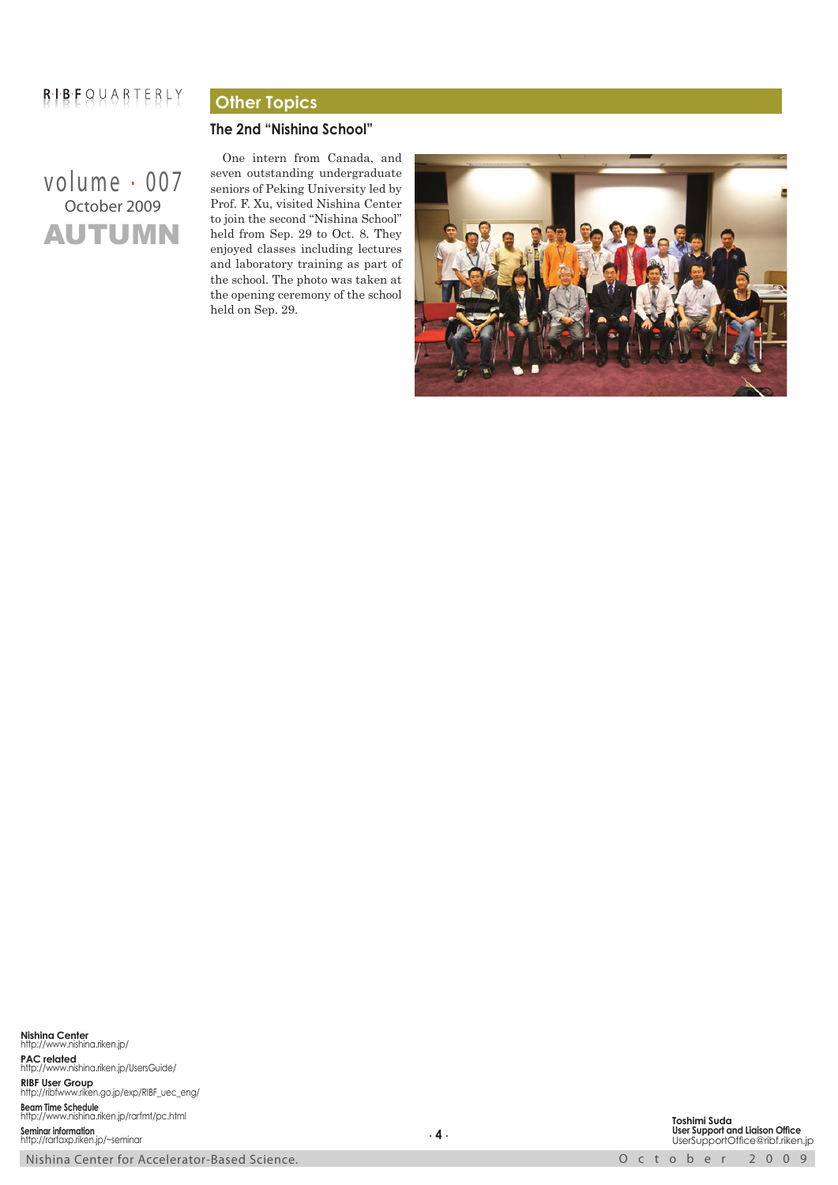## Other Topics

### The 2nd "Nishina School"

One intern from Canada, and seven outstanding undergraduate seniors of Peking University led by Prof. F. Xu, visited Nishina Center to join the second "Nishina School" held from Sep. 29 to Oct. 8. They enjoyed classes including lectures and laboratory training as part of the school. The photo was taken at the opening ceremony of the school held on Sep. 29.

**Nishina Center**
http://www.nishina.riken.jp/

**PAC related**
http://www.nishina.riken.jp/UsersGuide/

**RIBF User Group**
http://ribfwww.riken.go.jp/exp/RIBF_uec_eng/

**Beam Time Schedule**
http://www.nishina.riken.jp/rarfmt/pc.html

**Seminar information**
http://rarfaxp.riken.jp/~seminar

**Toshimi Suda**
**User Support and Liaison Office**
UserSupportOffice@ribf.riken.jp